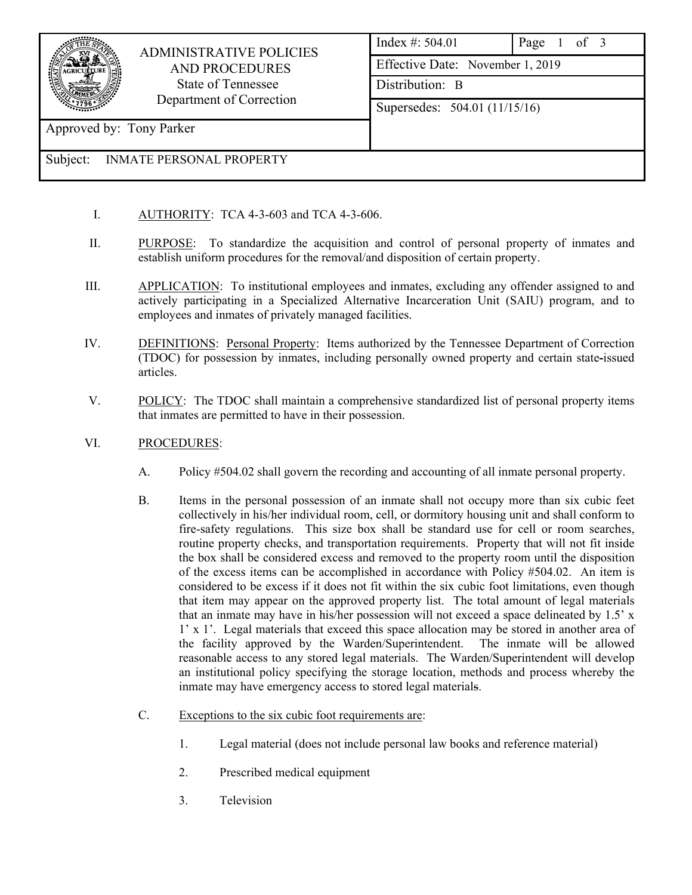| ADMINISTRATIVE POLICIES AND PROCEDURES<br>State of Tennessee<br>Department of Correction | Index #: 504.01 | Page 1 of 3 |
|---|---|---|
| | Effective Date: November 1, 2019 | |
| | Distribution: B | |
| | Supersedes: 504.01 (11/15/16) | |
| Approved by: Tony Parker | | |
| Subject: INMATE PERSONAL PROPERTY | | |

I. AUTHORITY: TCA 4-3-603 and TCA 4-3-606.

II. PURPOSE: To standardize the acquisition and control of personal property of inmates and establish uniform procedures for the removal/and disposition of certain property.

III. APPLICATION: To institutional employees and inmates, excluding any offender assigned to and actively participating in a Specialized Alternative Incarceration Unit (SAIU) program, and to employees and inmates of privately managed facilities.

IV. DEFINITIONS: Personal Property: Items authorized by the Tennessee Department of Correction (TDOC) for possession by inmates, including personally owned property and certain state-issued articles.

V. POLICY: The TDOC shall maintain a comprehensive standardized list of personal property items that inmates are permitted to have in their possession.

VI. PROCEDURES:

A. Policy #504.02 shall govern the recording and accounting of all inmate personal property.

B. Items in the personal possession of an inmate shall not occupy more than six cubic feet collectively in his/her individual room, cell, or dormitory housing unit and shall conform to fire-safety regulations. This size box shall be standard use for cell or room searches, routine property checks, and transportation requirements. Property that will not fit inside the box shall be considered excess and removed to the property room until the disposition of the excess items can be accomplished in accordance with Policy #504.02. An item is considered to be excess if it does not fit within the six cubic foot limitations, even though that item may appear on the approved property list. The total amount of legal materials that an inmate may have in his/her possession will not exceed a space delineated by 1.5' x 1' x 1'. Legal materials that exceed this space allocation may be stored in another area of the facility approved by the Warden/Superintendent. The inmate will be allowed reasonable access to any stored legal materials. The Warden/Superintendent will develop an institutional policy specifying the storage location, methods and process whereby the inmate may have emergency access to stored legal materials.

C. Exceptions to the six cubic foot requirements are:

1. Legal material (does not include personal law books and reference material)

2. Prescribed medical equipment

3. Television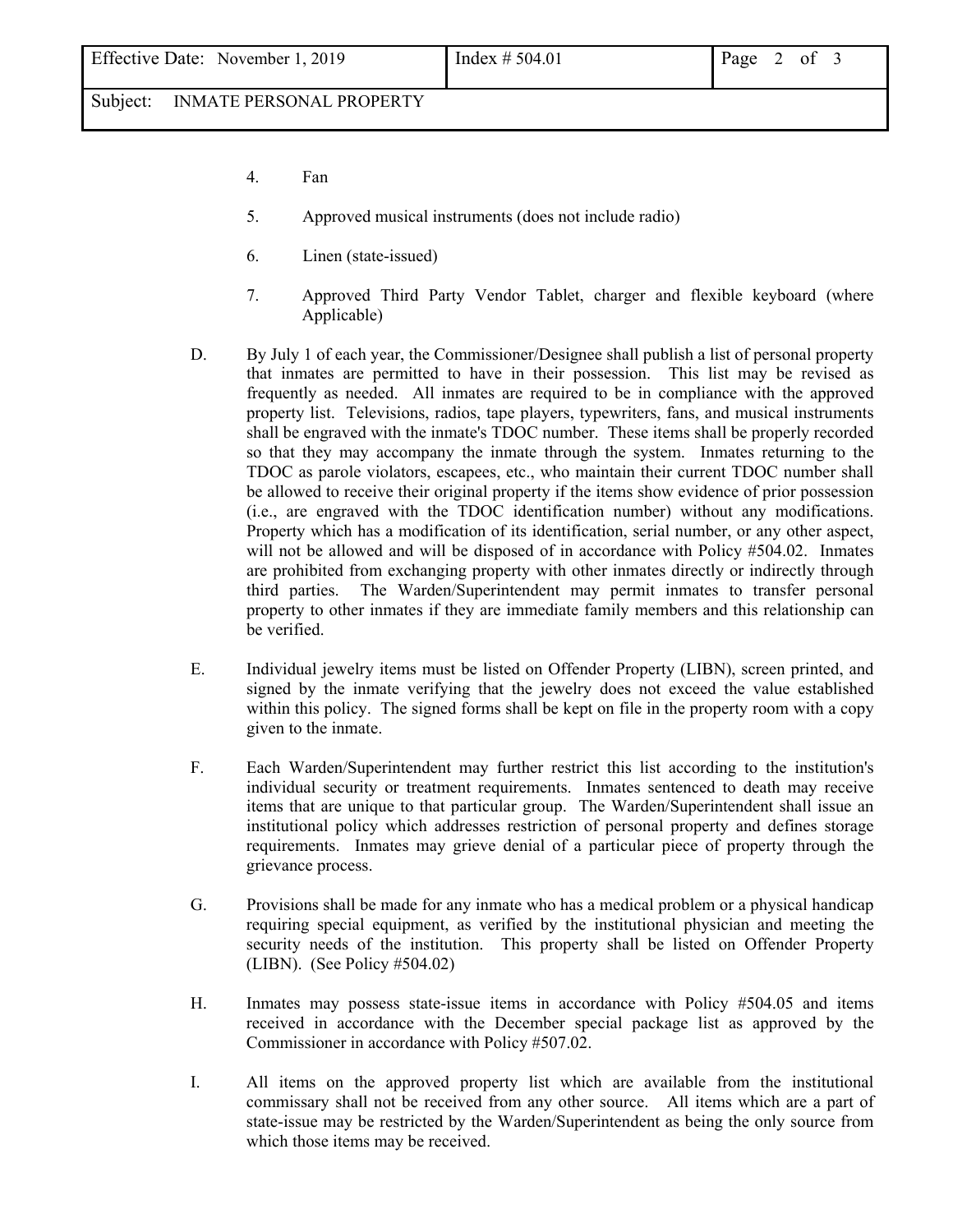4. Fan

5. Approved musical instruments (does not include radio)

6. Linen (state-issued)

7. Approved Third Party Vendor Tablet, charger and flexible keyboard (where Applicable)

D. By July 1 of each year, the Commissioner/Designee shall publish a list of personal property that inmates are permitted to have in their possession. This list may be revised as frequently as needed. All inmates are required to be in compliance with the approved property list. Televisions, radios, tape players, typewriters, fans, and musical instruments shall be engraved with the inmate's TDOC number. These items shall be properly recorded so that they may accompany the inmate through the system. Inmates returning to the TDOC as parole violators, escapees, etc., who maintain their current TDOC number shall be allowed to receive their original property if the items show evidence of prior possession (i.e., are engraved with the TDOC identification number) without any modifications. Property which has a modification of its identification, serial number, or any other aspect, will not be allowed and will be disposed of in accordance with Policy #504.02. Inmates are prohibited from exchanging property with other inmates directly or indirectly through third parties. The Warden/Superintendent may permit inmates to transfer personal property to other inmates if they are immediate family members and this relationship can be verified.

E. Individual jewelry items must be listed on Offender Property (LIBN), screen printed, and signed by the inmate verifying that the jewelry does not exceed the value established within this policy. The signed forms shall be kept on file in the property room with a copy given to the inmate.

F. Each Warden/Superintendent may further restrict this list according to the institution's individual security or treatment requirements. Inmates sentenced to death may receive items that are unique to that particular group. The Warden/Superintendent shall issue an institutional policy which addresses restriction of personal property and defines storage requirements. Inmates may grieve denial of a particular piece of property through the grievance process.

G. Provisions shall be made for any inmate who has a medical problem or a physical handicap requiring special equipment, as verified by the institutional physician and meeting the security needs of the institution. This property shall be listed on Offender Property (LIBN). (See Policy #504.02)

H. Inmates may possess state-issue items in accordance with Policy #504.05 and items received in accordance with the December special package list as approved by the Commissioner in accordance with Policy #507.02.

I. All items on the approved property list which are available from the institutional commissary shall not be received from any other source. All items which are a part of state-issue may be restricted by the Warden/Superintendent as being the only source from which those items may be received.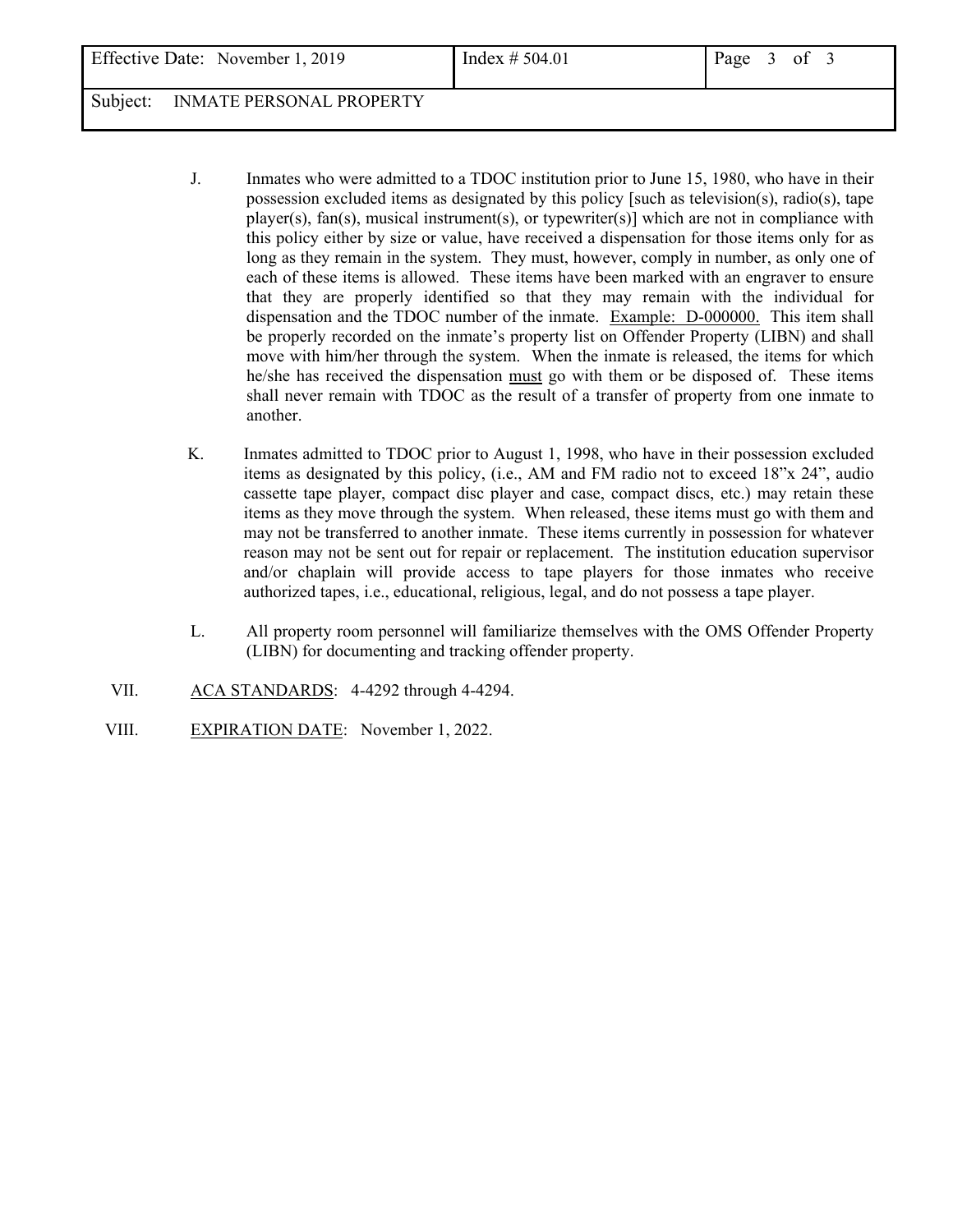J. Inmates who were admitted to a TDOC institution prior to June 15, 1980, who have in their possession excluded items as designated by this policy [such as television(s), radio(s), tape player(s), fan(s), musical instrument(s), or typewriter(s)] which are not in compliance with this policy either by size or value, have received a dispensation for those items only for as long as they remain in the system. They must, however, comply in number, as only one of each of these items is allowed. These items have been marked with an engraver to ensure that they are properly identified so that they may remain with the individual for dispensation and the TDOC number of the inmate. <u>Example: D-000000.</u> This item shall be properly recorded on the inmate's property list on Offender Property (LIBN) and shall move with him/her through the system. When the inmate is released, the items for which he/she has received the dispensation <u>must</u> go with them or be disposed of. These items shall never remain with TDOC as the result of a transfer of property from one inmate to another.

K. Inmates admitted to TDOC prior to August 1, 1998, who have in their possession excluded items as designated by this policy, (i.e., AM and FM radio not to exceed 18"x 24", audio cassette tape player, compact disc player and case, compact discs, etc.) may retain these items as they move through the system. When released, these items must go with them and may not be transferred to another inmate. These items currently in possession for whatever reason may not be sent out for repair or replacement. The institution education supervisor and/or chaplain will provide access to tape players for those inmates who receive authorized tapes, i.e., educational, religious, legal, and do not possess a tape player.

L. All property room personnel will familiarize themselves with the OMS Offender Property (LIBN) for documenting and tracking offender property.

VII. <u>ACA STANDARDS</u>: 4-4292 through 4-4294.

VIII. <u>EXPIRATION DATE</u>: November 1, 2022.